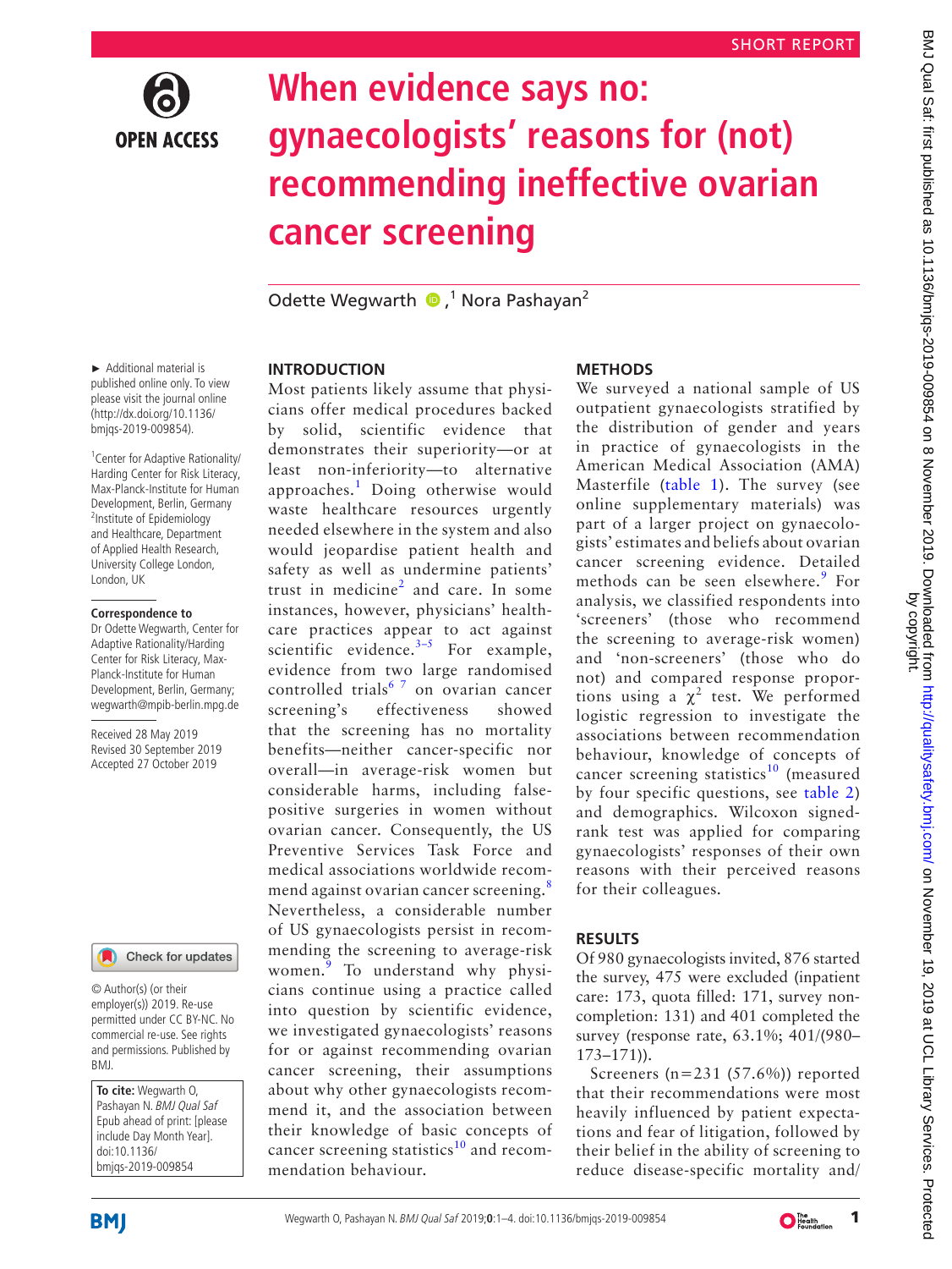SHORT REPORT

# When evidence says no: gynaecologists' reasons for (not) recommending ineffective ovarian cancer screening

Odette Wegwarth [1], Nora Pashayan [2]

► Additional material is published online only. To view please visit the journal online (http://dx.doi.org/10.1136/bmjqs-2019-009854).

[1]Center for Adaptive Rationality/Harding Center for Risk Literacy, Max-Planck-Institute for Human Development, Berlin, Germany
[2]Institute of Epidemiology and Healthcare, Department of Applied Health Research, University College London, London, UK

**Correspondence to**
Dr Odette Wegwarth, Center for Adaptive Rationality/Harding Center for Risk Literacy, Max-Planck-Institute for Human Development, Berlin, Germany; wegwarth@mpib-berlin.mpg.de

Received 28 May 2019
Revised 30 September 2019
Accepted 27 October 2019

© Author(s) (or their employer(s)) 2019. Re-use permitted under CC BY-NC. No commercial re-use. See rights and permissions. Published by BMJ.

**To cite:** Wegwarth O, Pashayan N. *BMJ Qual Saf* Epub ahead of print: [please include Day Month Year]. doi:10.1136/bmjqs-2019-009854

## INTRODUCTION

Most patients likely assume that physicians offer medical procedures backed by solid, scientific evidence that demonstrates their superiority—or at least non-inferiority—to alternative approaches.[1] Doing otherwise would waste healthcare resources urgently needed elsewhere in the system and also would jeopardise patient health and safety as well as undermine patients' trust in medicine[2] and care. In some instances, however, physicians' healthcare practices appear to act against scientific evidence.[3–5] For example, evidence from two large randomised controlled trials[6 7] on ovarian cancer screening's effectiveness showed that the screening has no mortality benefits—neither cancer-specific nor overall—in average-risk women but considerable harms, including false-positive surgeries in women without ovarian cancer. Consequently, the US Preventive Services Task Force and medical associations worldwide recommend against ovarian cancer screening.[8] Nevertheless, a considerable number of US gynaecologists persist in recommending the screening to average-risk women.[9] To understand why physicians continue using a practice called into question by scientific evidence, we investigated gynaecologists' reasons for or against recommending ovarian cancer screening, their assumptions about why other gynaecologists recommend it, and the association between their knowledge of basic concepts of cancer screening statistics[10] and recommendation behaviour.

## METHODS

We surveyed a national sample of US outpatient gynaecologists stratified by the distribution of gender and years in practice of gynaecologists in the American Medical Association (AMA) Masterfile (table 1). The survey (see online supplementary materials) was part of a larger project on gynaecologists' estimates and beliefs about ovarian cancer screening evidence. Detailed methods can be seen elsewhere.[9] For analysis, we classified respondents into 'screeners' (those who recommend the screening to average-risk women) and 'non-screeners' (those who do not) and compared response proportions using a $\chi^2$ test. We performed logistic regression to investigate the associations between recommendation behaviour, knowledge of concepts of cancer screening statistics[10] (measured by four specific questions, see table 2) and demographics. Wilcoxon signed-rank test was applied for comparing gynaecologists' responses of their own reasons with their perceived reasons for their colleagues.

## RESULTS

Of 980 gynaecologists invited, 876 started the survey, 475 were excluded (inpatient care: 173, quota filled: 171, survey non-completion: 131) and 401 completed the survey (response rate, 63.1%; 401/(980–173–171)).

Screeners (n=231 (57.6%)) reported that their recommendations were most heavily influenced by patient expectations and fear of litigation, followed by their belief in the ability of screening to reduce disease-specific mortality and/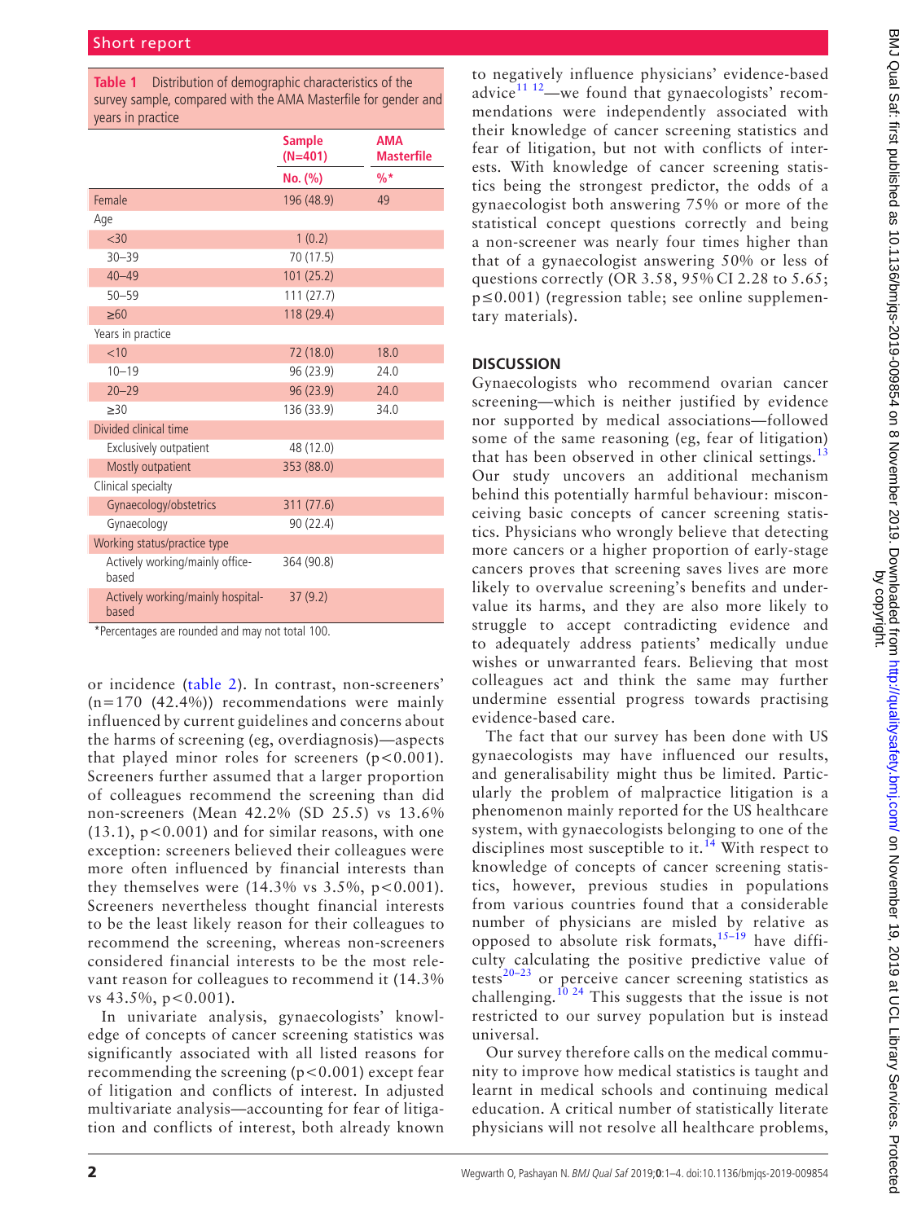**Table 1** Distribution of demographic characteristics of the survey sample, compared with the AMA Masterfile for gender and years in practice

| | Sample (N=401) | AMA Masterfile |
|---|---|---|
| | No. (%) | %* |
| Female | 196 (48.9) | 49 |
| Age | | |
| <30 | 1 (0.2) | |
| 30–39 | 70 (17.5) | |
| 40–49 | 101 (25.2) | |
| 50–59 | 111 (27.7) | |
| ≥60 | 118 (29.4) | |
| Years in practice | | |
| <10 | 72 (18.0) | 18.0 |
| 10–19 | 96 (23.9) | 24.0 |
| 20–29 | 96 (23.9) | 24.0 |
| ≥30 | 136 (33.9) | 34.0 |
| Divided clinical time | | |
| Exclusively outpatient | 48 (12.0) | |
| Mostly outpatient | 353 (88.0) | |
| Clinical specialty | | |
| Gynaecology/obstetrics | 311 (77.6) | |
| Gynaecology | 90 (22.4) | |
| Working status/practice type | | |
| Actively working/mainly office-based | 364 (90.8) | |
| Actively working/mainly hospital-based | 37 (9.2) | |

*Percentages are rounded and may not total 100.

or incidence (table 2). In contrast, non-screeners' (n=170 (42.4%)) recommendations were mainly influenced by current guidelines and concerns about the harms of screening (eg, overdiagnosis)—aspects that played minor roles for screeners ($p<0.001$). Screeners further assumed that a larger proportion of colleagues recommend the screening than did non-screeners (Mean 42.2% (SD 25.5) vs 13.6% (13.1), $p<0.001$) and for similar reasons, with one exception: screeners believed their colleagues were more often influenced by financial interests than they themselves were (14.3% vs 3.5%, $p<0.001$). Screeners nevertheless thought financial interests to be the least likely reason for their colleagues to recommend the screening, whereas non-screeners considered financial interests to be the most relevant reason for colleagues to recommend it (14.3% vs 43.5%, $p<0.001$).

In univariate analysis, gynaecologists' knowledge of concepts of cancer screening statistics was significantly associated with all listed reasons for recommending the screening ($p<0.001$) except fear of litigation and conflicts of interest. In adjusted multivariate analysis—accounting for fear of litigation and conflicts of interest, both already known to negatively influence physicians' evidence-based advice[11 12]—we found that gynaecologists' recommendations were independently associated with their knowledge of cancer screening statistics and fear of litigation, but not with conflicts of interests. With knowledge of cancer screening statistics being the strongest predictor, the odds of a gynaecologist both answering 75% or more of the statistical concept questions correctly and being a non-screener was nearly four times higher than that of a gynaecologist answering 50% or less of questions correctly (OR 3.58, 95% CI 2.28 to 5.65; $p\leq0.001$) (regression table; see online supplementary materials).

## DISCUSSION

Gynaecologists who recommend ovarian cancer screening—which is neither justified by evidence nor supported by medical associations—followed some of the same reasoning (eg, fear of litigation) that has been observed in other clinical settings.[13] Our study uncovers an additional mechanism behind this potentially harmful behaviour: misconceiving basic concepts of cancer screening statistics. Physicians who wrongly believe that detecting more cancers or a higher proportion of early-stage cancers proves that screening saves lives are more likely to overvalue screening's benefits and undervalue its harms, and they are also more likely to struggle to accept contradicting evidence and to adequately address patients' medically undue wishes or unwarranted fears. Believing that most colleagues act and think the same may further undermine essential progress towards practising evidence-based care.

The fact that our survey has been done with US gynaecologists may have influenced our results, and generalisability might thus be limited. Particularly the problem of malpractice litigation is a phenomenon mainly reported for the US healthcare system, with gynaecologists belonging to one of the disciplines most susceptible to it.[14] With respect to knowledge of concepts of cancer screening statistics, however, previous studies in populations from various countries found that a considerable number of physicians are misled by relative as opposed to absolute risk formats,[15–19] have difficulty calculating the positive predictive value of tests[20–23] or perceive cancer screening statistics as challenging.[10 24] This suggests that the issue is not restricted to our survey population but is instead universal.

Our survey therefore calls on the medical community to improve how medical statistics is taught and learnt in medical schools and continuing medical education. A critical number of statistically literate physicians will not resolve all healthcare problems,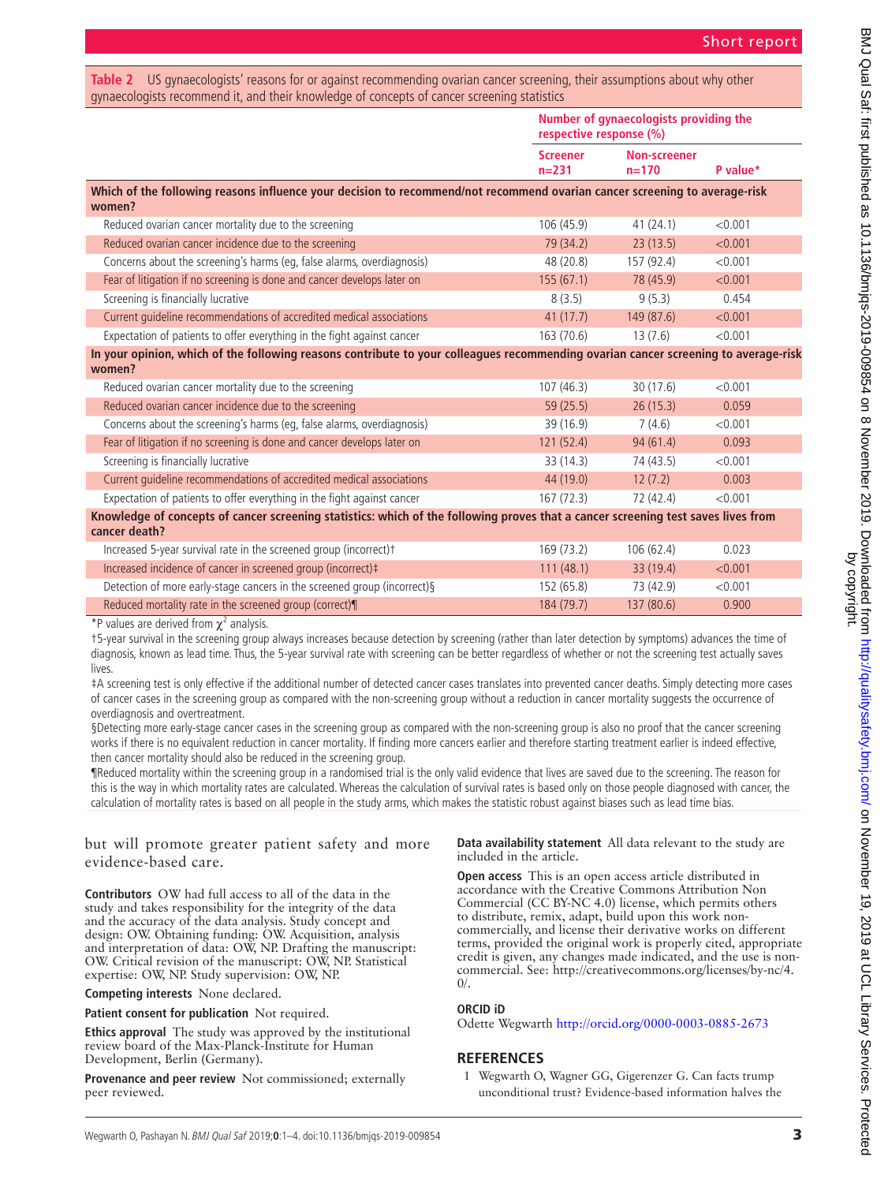**Table 2** US gynaecologists' reasons for or against recommending ovarian cancer screening, their assumptions about why other gynaecologists recommend it, and their knowledge of concepts of cancer screening statistics

| | Number of gynaecologists providing the respective response (%) | | |
|---|---|---|---|
| | Screener n=231 | Non-screener n=170 | P value* |
| **Which of the following reasons influence your decision to recommend/not recommend ovarian cancer screening to average-risk women?** | | | |
| Reduced ovarian cancer mortality due to the screening | 106 (45.9) | 41 (24.1) | <0.001 |
| Reduced ovarian cancer incidence due to the screening | 79 (34.2) | 23 (13.5) | <0.001 |
| Concerns about the screening's harms (eg, false alarms, overdiagnosis) | 48 (20.8) | 157 (92.4) | <0.001 |
| Fear of litigation if no screening is done and cancer develops later on | 155 (67.1) | 78 (45.9) | <0.001 |
| Screening is financially lucrative | 8 (3.5) | 9 (5.3) | 0.454 |
| Current guideline recommendations of accredited medical associations | 41 (17.7) | 149 (87.6) | <0.001 |
| Expectation of patients to offer everything in the fight against cancer | 163 (70.6) | 13 (7.6) | <0.001 |
| **In your opinion, which of the following reasons contribute to your colleagues recommending ovarian cancer screening to average-risk women?** | | | |
| Reduced ovarian cancer mortality due to the screening | 107 (46.3) | 30 (17.6) | <0.001 |
| Reduced ovarian cancer incidence due to the screening | 59 (25.5) | 26 (15.3) | 0.059 |
| Concerns about the screening's harms (eg, false alarms, overdiagnosis) | 39 (16.9) | 7 (4.6) | <0.001 |
| Fear of litigation if no screening is done and cancer develops later on | 121 (52.4) | 94 (61.4) | 0.093 |
| Screening is financially lucrative | 33 (14.3) | 74 (43.5) | <0.001 |
| Current guideline recommendations of accredited medical associations | 44 (19.0) | 12 (7.2) | 0.003 |
| Expectation of patients to offer everything in the fight against cancer | 167 (72.3) | 72 (42.4) | <0.001 |
| **Knowledge of concepts of cancer screening statistics: which of the following proves that a cancer screening test saves lives from cancer death?** | | | |
| Increased 5-year survival rate in the screened group (incorrect)† | 169 (73.2) | 106 (62.4) | 0.023 |
| Increased incidence of cancer in screened group (incorrect)‡ | 111 (48.1) | 33 (19.4) | <0.001 |
| Detection of more early-stage cancers in the screened group (incorrect)§ | 152 (65.8) | 73 (42.9) | <0.001 |
| Reduced mortality rate in the screened group (correct)¶ | 184 (79.7) | 137 (80.6) | 0.900 |

*P values are derived from $\chi^2$ analysis.

†5-year survival in the screening group always increases because detection by screening (rather than later detection by symptoms) advances the time of diagnosis, known as lead time. Thus, the 5-year survival rate with screening can be better regardless of whether or not the screening test actually saves lives.

‡A screening test is only effective if the additional number of detected cancer cases translates into prevented cancer deaths. Simply detecting more cases of cancer cases in the screening group as compared with the non-screening group without a reduction in cancer mortality suggests the occurrence of overdiagnosis and overtreatment.

§Detecting more early-stage cancer cases in the screening group as compared with the non-screening group is also no proof that the cancer screening works if there is no equivalent reduction in cancer mortality. If finding more cancers earlier and therefore starting treatment earlier is indeed effective, then cancer mortality should also be reduced in the screening group.

¶Reduced mortality within the screening group in a randomised trial is the only valid evidence that lives are saved due to the screening. The reason for this is the way in which mortality rates are calculated. Whereas the calculation of survival rates is based only on those people diagnosed with cancer, the calculation of mortality rates is based on all people in the study arms, which makes the statistic robust against biases such as lead time bias.

but will promote greater patient safety and more evidence-based care.

**Contributors** OW had full access to all of the data in the study and takes responsibility for the integrity of the data and the accuracy of the data analysis. Study concept and design: OW. Obtaining funding: OW. Acquisition, analysis and interpretation of data: OW, NP. Drafting the manuscript: OW. Critical revision of the manuscript: OW, NP. Statistical expertise: OW, NP. Study supervision: OW, NP.

**Competing interests** None declared.

**Patient consent for publication** Not required.

**Ethics approval** The study was approved by the institutional review board of the Max-Planck-Institute for Human Development, Berlin (Germany).

**Provenance and peer review** Not commissioned; externally peer reviewed.

**Data availability statement** All data relevant to the study are included in the article.

**Open access** This is an open access article distributed in accordance with the Creative Commons Attribution Non Commercial (CC BY-NC 4.0) license, which permits others to distribute, remix, adapt, build upon this work non-commercially, and license their derivative works on different terms, provided the original work is properly cited, appropriate credit is given, any changes made indicated, and the use is non-commercial. See: http://creativecommons.org/licenses/by-nc/4.0/.

**ORCID iD**

Odette Wegwarth http://orcid.org/0000-0003-0885-2673

## REFERENCES

1. Wegwarth O, Wagner GG, Gigerenzer G. Can facts trump unconditional trust? Evidence-based information halves the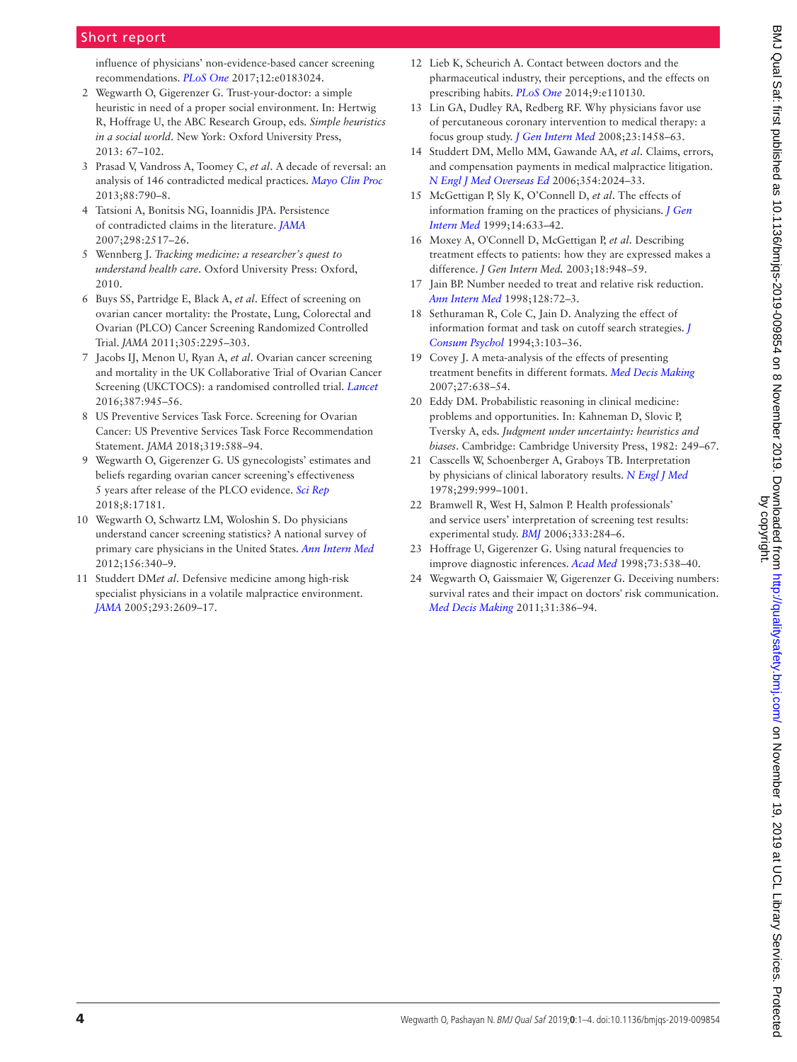influence of physicians' non-evidence-based cancer screening recommendations. *PLoS One* 2017;12:e0183024.

2. Wegwarth O, Gigerenzer G. Trust-your-doctor: a simple heuristic in need of a proper social environment. In: Hertwig R, Hoffrage U, the ABC Research Group, eds. *Simple heuristics in a social world*. New York: Oxford University Press, 2013: 67–102.
3. Prasad V, Vandross A, Toomey C, *et al*. A decade of reversal: an analysis of 146 contradicted medical practices. *Mayo Clin Proc* 2013;88:790–8.
4. Tatsioni A, Bonitsis NG, Ioannidis JPA. Persistence of contradicted claims in the literature. *JAMA* 2007;298:2517–26.
5. Wennberg J. *Tracking medicine: a researcher's quest to understand health care*. Oxford University Press: Oxford, 2010.
6. Buys SS, Partridge E, Black A, *et al*. Effect of screening on ovarian cancer mortality: the Prostate, Lung, Colorectal and Ovarian (PLCO) Cancer Screening Randomized Controlled Trial. *JAMA* 2011;305:2295–303.
7. Jacobs IJ, Menon U, Ryan A, *et al*. Ovarian cancer screening and mortality in the UK Collaborative Trial of Ovarian Cancer Screening (UKCTOCS): a randomised controlled trial. *Lancet* 2016;387:945–56.
8. US Preventive Services Task Force. Screening for Ovarian Cancer: US Preventive Services Task Force Recommendation Statement. *JAMA* 2018;319:588–94.
9. Wegwarth O, Gigerenzer G. US gynecologists' estimates and beliefs regarding ovarian cancer screening's effectiveness 5 years after release of the PLCO evidence. *Sci Rep* 2018;8:17181.
10. Wegwarth O, Schwartz LM, Woloshin S. Do physicians understand cancer screening statistics? A national survey of primary care physicians in the United States. *Ann Intern Med* 2012;156:340–9.
11. Studdert DM*et al*. Defensive medicine among high-risk specialist physicians in a volatile malpractice environment. *JAMA* 2005;293:2609–17.
12. Lieb K, Scheurich A. Contact between doctors and the pharmaceutical industry, their perceptions, and the effects on prescribing habits. *PLoS One* 2014;9:e110130.
13. Lin GA, Dudley RA, Redberg RF. Why physicians favor use of percutaneous coronary intervention to medical therapy: a focus group study. *J Gen Intern Med* 2008;23:1458–63.
14. Studdert DM, Mello MM, Gawande AA, *et al*. Claims, errors, and compensation payments in medical malpractice litigation. *N Engl J Med Overseas Ed* 2006;354:2024–33.
15. McGettigan P, Sly K, O'Connell D, *et al*. The effects of information framing on the practices of physicians. *J Gen Intern Med* 1999;14:633–42.
16. Moxey A, O'Connell D, McGettigan P, *et al*. Describing treatment effects to patients: how they are expressed makes a difference. *J Gen Intern Med*. 2003;18:948–59.
17. Jain BP. Number needed to treat and relative risk reduction. *Ann Intern Med* 1998;128:72–3.
18. Sethuraman R, Cole C, Jain D. Analyzing the effect of information format and task on cutoff search strategies. *J Consum Psychol* 1994;3:103–36.
19. Covey J. A meta-analysis of the effects of presenting treatment benefits in different formats. *Med Decis Making* 2007;27:638–54.
20. Eddy DM. Probabilistic reasoning in clinical medicine: problems and opportunities. In: Kahneman D, Slovic P, Tversky A, eds. *Judgment under uncertainty: heuristics and biases*. Cambridge: Cambridge University Press, 1982: 249–67.
21. Casscells W, Schoenberger A, Graboys TB. Interpretation by physicians of clinical laboratory results. *N Engl J Med* 1978;299:999–1001.
22. Bramwell R, West H, Salmon P. Health professionals' and service users' interpretation of screening test results: experimental study. *BMJ* 2006;333:284–6.
23. Hoffrage U, Gigerenzer G. Using natural frequencies to improve diagnostic inferences. *Acad Med* 1998;73:538–40.
24. Wegwarth O, Gaissmaier W, Gigerenzer G. Deceiving numbers: survival rates and their impact on doctors' risk communication. *Med Decis Making* 2011;31:386–94.